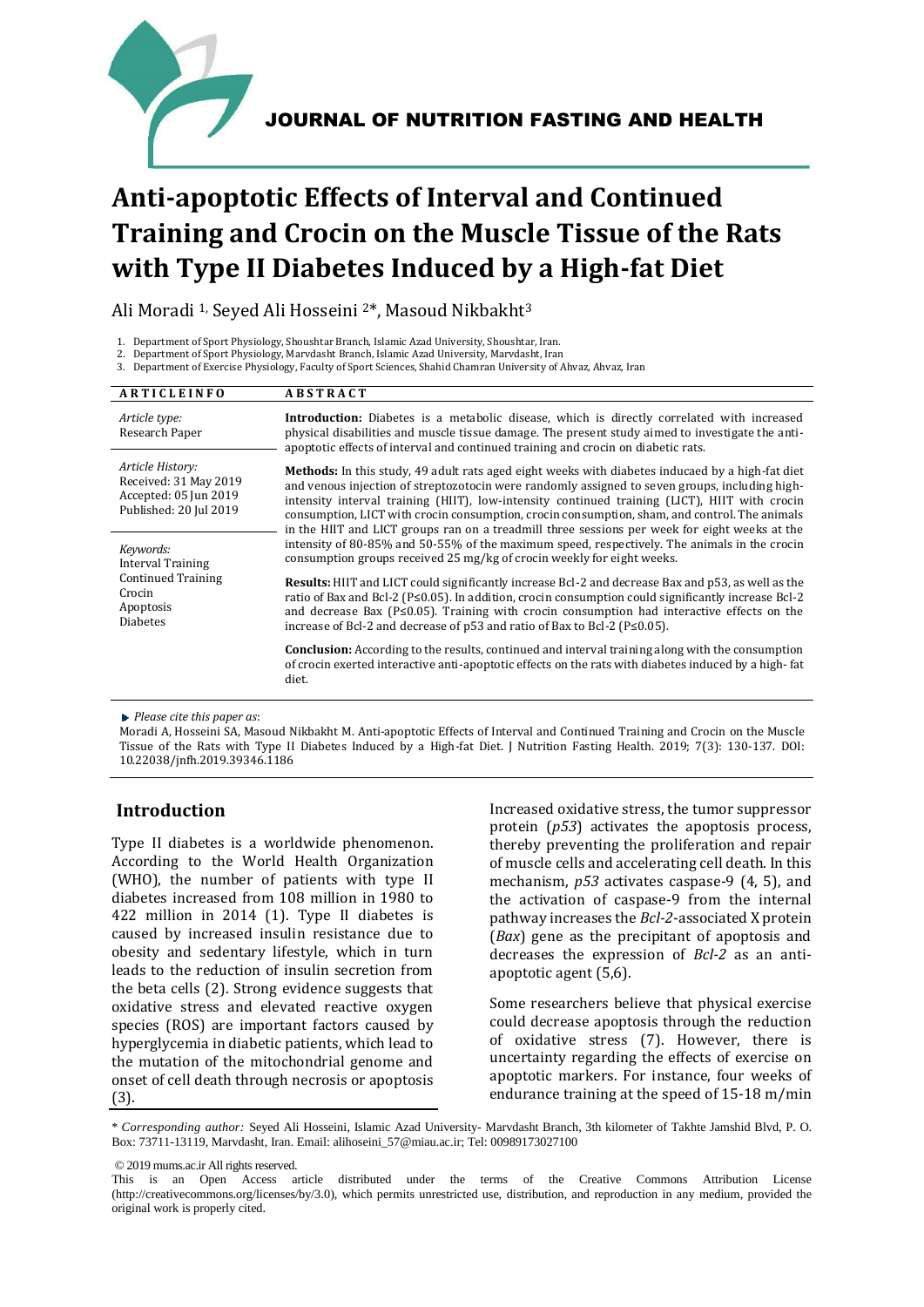JOURNAL OF NUTRITION FASTING AND HEALTH

# Anti-apoptotic Effects of Interval and Continued Training and Crocin on the Muscle Tissue of the Rats with Type II Diabetes Induced by a High-fat Diet

Ali Moradi [1], Seyed Ali Hosseini [2]*, Masoud Nikbakht[3]

1. Department of Sport Physiology, Shoushtar Branch, Islamic Azad University, Shoushtar, Iran.
2. Department of Sport Physiology, Marvdasht Branch, Islamic Azad University, Marvdasht, Iran
3. Department of Exercise Physiology, Faculty of Sport Sciences, Shahid Chamran University of Ahvaz, Ahvaz, Iran

| ARTICLEINFO | ABSTRACT |
|---|---|
| *Article type:* Research Paper | **Introduction:** Diabetes is a metabolic disease, which is directly correlated with increased physical disabilities and muscle tissue damage. The present study aimed to investigate the anti-apoptotic effects of interval and continued training and crocin on diabetic rats. |
| *Article History:* Received: 31 May 2019 Accepted: 05 Jun 2019 Published: 20 Jul 2019 | **Methods:** In this study, 49 adult rats aged eight weeks with diabetes inducaed by a high-fat diet and venous injection of streptozotocin were randomly assigned to seven groups, including high-intensity interval training (HIIT), low-intensity continued training (LICT), HIIT with crocin consumption, LICT with crocin consumption, crocin consumption, sham, and control. The animals in the HIIT and LICT groups ran on a treadmill three sessions per week for eight weeks at the intensity of 80-85% and 50-55% of the maximum speed, respectively. The animals in the crocin consumption groups received 25 mg/kg of crocin weekly for eight weeks. |
| *Keywords:* Interval Training Continued Training Crocin Apoptosis Diabetes | **Results:** HIIT and LICT could significantly increase Bcl-2 and decrease Bax and p53, as well as the ratio of Bax and Bcl-2 (P≤0.05). In addition, crocin consumption could significantly increase Bcl-2 and decrease Bax (P≤0.05). Training with crocin consumption had interactive effects on the increase of Bcl-2 and decrease of p53 and ratio of Bax to Bcl-2 (P≤0.05). |
| | **Conclusion:** According to the results, continued and interval training along with the consumption of crocin exerted interactive anti-apoptotic effects on the rats with diabetes induced by a high- fat diet. |

► *Please cite this paper as*:
Moradi A, Hosseini SA, Masoud Nikbakht M. Anti-apoptotic Effects of Interval and Continued Training and Crocin on the Muscle Tissue of the Rats with Type II Diabetes Induced by a High-fat Diet. J Nutrition Fasting Health. 2019; 7(3): 130-137. DOI: 10.22038/jnfh.2019.39346.1186

## Introduction

Type II diabetes is a worldwide phenomenon. According to the World Health Organization (WHO), the number of patients with type II diabetes increased from 108 million in 1980 to 422 million in 2014 (1). Type II diabetes is caused by increased insulin resistance due to obesity and sedentary lifestyle, which in turn leads to the reduction of insulin secretion from the beta cells (2). Strong evidence suggests that oxidative stress and elevated reactive oxygen species (ROS) are important factors caused by hyperglycemia in diabetic patients, which lead to the mutation of the mitochondrial genome and onset of cell death through necrosis or apoptosis (3).

Increased oxidative stress, the tumor suppressor protein (*p53*) activates the apoptosis process, thereby preventing the proliferation and repair of muscle cells and accelerating cell death. In this mechanism, *p53* activates caspase-9 (4, 5), and the activation of caspase-9 from the internal pathway increases the *Bcl-2*-associated X protein (*Bax*) gene as the precipitant of apoptosis and decreases the expression of *Bcl-2* as an anti-apoptotic agent (5,6).

Some researchers believe that physical exercise could decrease apoptosis through the reduction of oxidative stress (7). However, there is uncertainty regarding the effects of exercise on apoptotic markers. For instance, four weeks of endurance training at the speed of 15-18 m/min

\* *Corresponding author:* Seyed Ali Hosseini, Islamic Azad University- Marvdasht Branch, 3th kilometer of Takhte Jamshid Blvd, P. O. Box: 73711-13119, Marvdasht, Iran. Email: alihoseini_57@miau.ac.ir; Tel: 00989173027100

© 2019 mums.ac.ir All rights reserved.

This is an Open Access article distributed under the terms of the Creative Commons Attribution License (http://creativecommons.org/licenses/by/3.0), which permits unrestricted use, distribution, and reproduction in any medium, provided the original work is properly cited.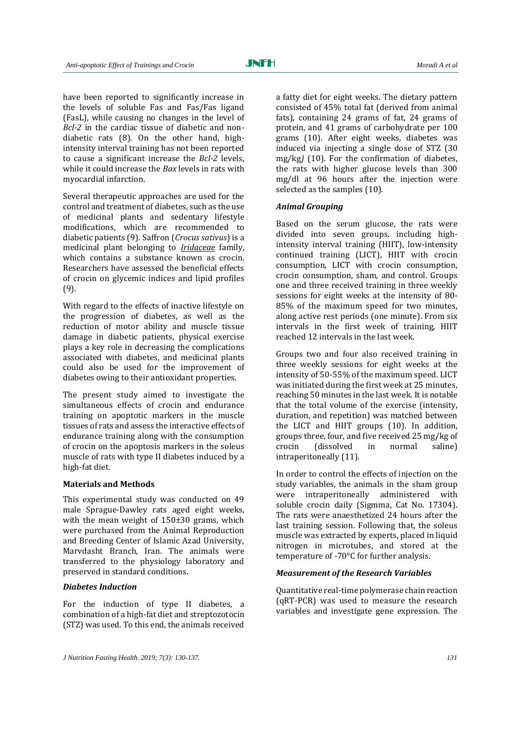have been reported to significantly increase in the levels of soluble Fas and Fas/Fas ligand (FasL), while causing no changes in the level of *Bcl-2* in the cardiac tissue of diabetic and non-diabetic rats (8). On the other hand, high-intensity interval training has not been reported to cause a significant increase the *Bcl-2* levels, while it could increase the *Bax* levels in rats with myocardial infarction.

Several therapeutic approaches are used for the control and treatment of diabetes, such as the use of medicinal plants and sedentary lifestyle modifications, which are recommended to diabetic patients (9). Saffron (*Crocus sativus*) is a medicinal plant belonging to *Iridaceae* family, which contains a substance known as crocin. Researchers have assessed the beneficial effects of crocin on glycemic indices and lipid profiles (9).

With regard to the effects of inactive lifestyle on the progression of diabetes, as well as the reduction of motor ability and muscle tissue damage in diabetic patients, physical exercise plays a key role in decreasing the complications associated with diabetes, and medicinal plants could also be used for the improvement of diabetes owing to their antioxidant properties.

The present study aimed to investigate the simultaneous effects of crocin and endurance training on apoptotic markers in the muscle tissues of rats and assess the interactive effects of endurance training along with the consumption of crocin on the apoptosis markers in the soleus muscle of rats with type II diabetes induced by a high-fat diet.

## Materials and Methods

This experimental study was conducted on 49 male Sprague-Dawley rats aged eight weeks, with the mean weight of 150±30 grams, which were purchased from the Animal Reproduction and Breeding Center of Islamic Azad University, Marvdasht Branch, Iran. The animals were transferred to the physiology laboratory and preserved in standard conditions.

### *Diabetes Induction*

For the induction of type II diabetes, a combination of a high-fat diet and streptozotocin (STZ) was used. To this end, the animals received a fatty diet for eight weeks. The dietary pattern consisted of 45% total fat (derived from animal fats), containing 24 grams of fat, 24 grams of protein, and 41 grams of carbohydrate per 100 grams (10). After eight weeks, diabetes was induced via injecting a single dose of STZ (30 mg/kg*)* (10). For the confirmation of diabetes, the rats with higher glucose levels than 300 mg/dl at 96 hours after the injection were selected as the samples (10).

### *Animal Grouping*

Based on the serum glucose, the rats were divided into seven groups, including high-intensity interval training (HIIT), low-intensity continued training (LICT), HIIT with crocin consumption, LICT with crocin consumption, crocin consumption, sham, and control. Groups one and three received training in three weekly sessions for eight weeks at the intensity of 80-85% of the maximum speed for two minutes, along active rest periods (one minute). From six intervals in the first week of training, HIIT reached 12 intervals in the last week.

Groups two and four also received training in three weekly sessions for eight weeks at the intensity of 50-55% of the maximum speed. LICT was initiated during the first week at 25 minutes, reaching 50 minutes in the last week. It is notable that the total volume of the exercise (intensity, duration, and repetition) was matched between the LICT and HIIT groups (10). In addition, groups three, four, and five received 25 mg/kg of crocin (dissolved in normal saline) intraperitoneally (11).

In order to control the effects of injection on the study variables, the animals in the sham group were intraperitoneally administered with soluble crocin daily (Sigmma, Cat No. 17304). The rats were anaesthetized 24 hours after the last training session. Following that, the soleus muscle was extracted by experts, placed in liquid nitrogen in microtubes, and stored at the temperature of -70°C for further analysis.

### *Measurement of the Research Variables*

Quantitative real-time polymerase chain reaction (qRT-PCR) was used to measure the research variables and investigate gene expression. The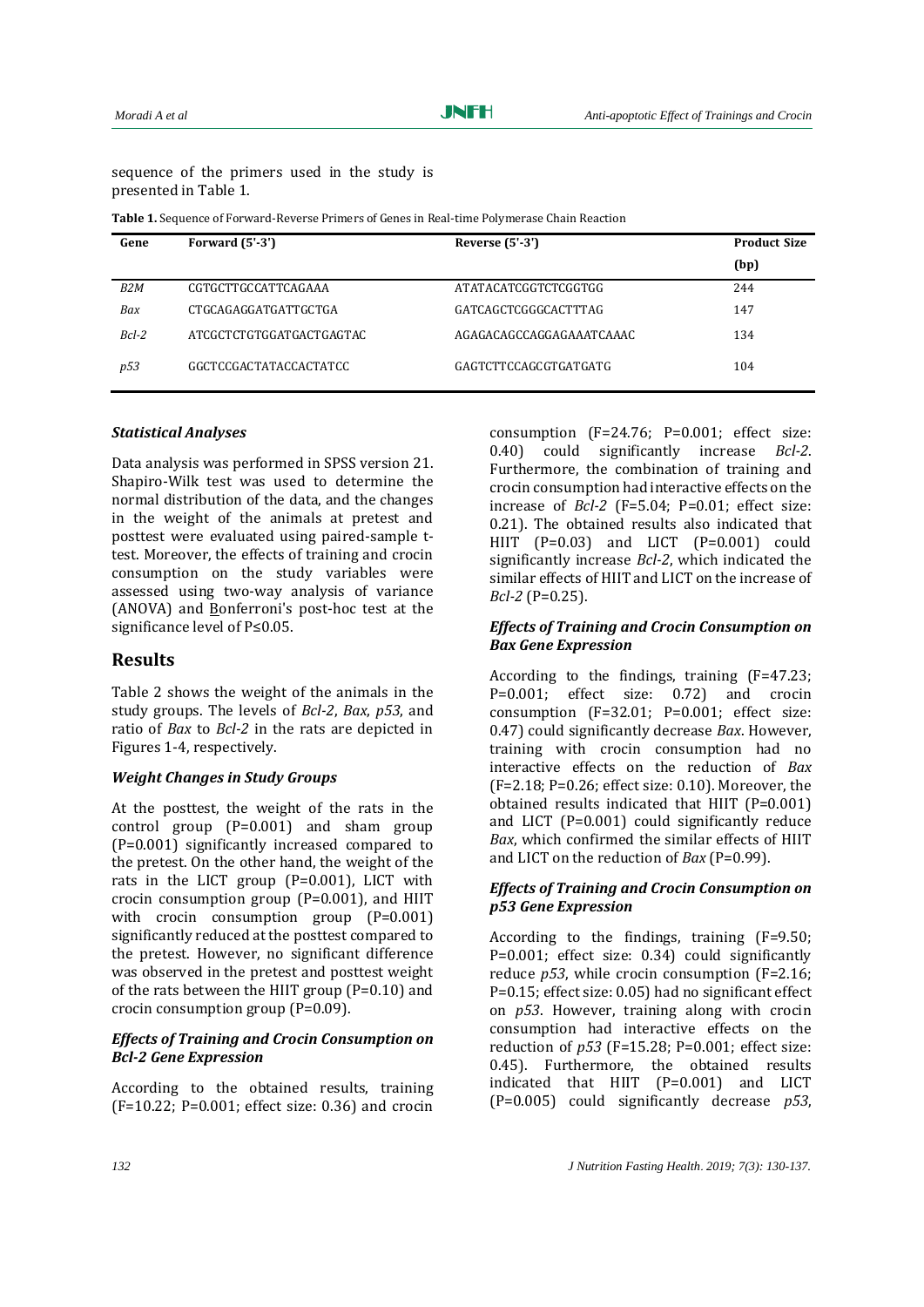sequence of the primers used in the study is presented in Table 1.

**Table 1.** Sequence of Forward-Reverse Primers of Genes in Real-time Polymerase Chain Reaction

| Gene | Forward (5'-3') | Reverse (5'-3') | Product Size (bp) |
|---|---|---|---|
| *B2M* | CGTGCTTGCCATTCAGAAA | ATATACATCGGTCTCGGTGG | 244 |
| *Bax* | CTGCAGAGGATGATTGCTGA | GATCAGCTCGGGCACTTTAG | 147 |
| *Bcl-2* | ATCGCTCTGTGGATGACTGAGTAC | AGAGACAGCCAGGAGAAATCAAAC | 134 |
| *p53* | GGCTCCGACTATACCACTATCC | GAGTCTTCCAGCGTGATGATG | 104 |

### *Statistical Analyses*

Data analysis was performed in SPSS version 21. Shapiro-Wilk test was used to determine the normal distribution of the data, and the changes in the weight of the animals at pretest and posttest were evaluated using paired-sample t-test. Moreover, the effects of training and crocin consumption on the study variables were assessed using two-way analysis of variance (ANOVA) and Bonferroni's post-hoc test at the significance level of P≤0.05.

## Results

Table 2 shows the weight of the animals in the study groups. The levels of *Bcl-2*, *Bax*, *p53*, and ratio of *Bax* to *Bcl-2* in the rats are depicted in Figures 1-4, respectively.

### *Weight Changes in Study Groups*

At the posttest, the weight of the rats in the control group (P=0.001) and sham group (P=0.001) significantly increased compared to the pretest. On the other hand, the weight of the rats in the LICT group (P=0.001), LICT with crocin consumption group (P=0.001), and HIIT with crocin consumption group (P=0.001) significantly reduced at the posttest compared to the pretest. However, no significant difference was observed in the pretest and posttest weight of the rats between the HIIT group (P=0.10) and crocin consumption group (P=0.09).

### *Effects of Training and Crocin Consumption on Bcl-2 Gene Expression*

According to the obtained results, training (F=10.22; P=0.001; effect size: 0.36) and crocin consumption (F=24.76; P=0.001; effect size: 0.40) could significantly increase *Bcl-2*. Furthermore, the combination of training and crocin consumption had interactive effects on the increase of *Bcl-2* (F=5.04; P=0.01; effect size: 0.21). The obtained results also indicated that HIIT (P=0.03) and LICT (P=0.001) could significantly increase *Bcl-2*, which indicated the similar effects of HIIT and LICT on the increase of *Bcl-2* (P=0.25).

### *Effects of Training and Crocin Consumption on Bax Gene Expression*

According to the findings, training (F=47.23; P=0.001; effect size: 0.72) and crocin consumption (F=32.01; P=0.001; effect size: 0.47) could significantly decrease *Bax*. However, training with crocin consumption had no interactive effects on the reduction of *Bax* (F=2.18; P=0.26; effect size: 0.10). Moreover, the obtained results indicated that HIIT (P=0.001) and LICT (P=0.001) could significantly reduce *Bax*, which confirmed the similar effects of HIIT and LICT on the reduction of *Bax* (P=0.99).

### *Effects of Training and Crocin Consumption on p53 Gene Expression*

According to the findings, training (F=9.50; P=0.001; effect size: 0.34) could significantly reduce *p53*, while crocin consumption (F=2.16; P=0.15; effect size: 0.05) had no significant effect on *p53*. However, training along with crocin consumption had interactive effects on the reduction of *p53* (F=15.28; P=0.001; effect size: 0.45). Furthermore, the obtained results indicated that HIIT (P=0.001) and LICT (P=0.005) could significantly decrease *p53*,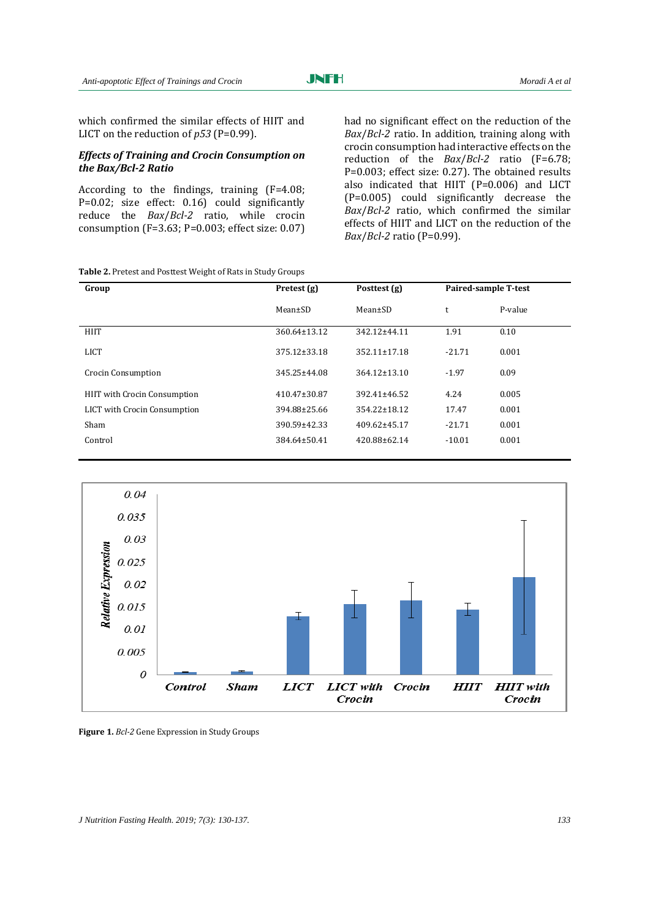which confirmed the similar effects of HIIT and LICT on the reduction of *p53* (P=0.99).

### *Effects of Training and Crocin Consumption on the Bax/Bcl-2 Ratio*

According to the findings, training (F=4.08; P=0.02; size effect: 0.16) could significantly reduce the *Bax*/*Bcl-2* ratio, while crocin consumption (F=3.63; P=0.003; effect size: 0.07) had no significant effect on the reduction of the *Bax*/*Bcl-2* ratio. In addition, training along with crocin consumption had interactive effects on the reduction of the *Bax*/*Bcl-2* ratio (F=6.78; P=0.003; effect size: 0.27). The obtained results also indicated that HIIT (P=0.006) and LICT (P=0.005) could significantly decrease the *Bax*/*Bcl-2* ratio, which confirmed the similar effects of HIIT and LICT on the reduction of the *Bax*/*Bcl-2* ratio (P=0.99).

**Table 2.** Pretest and Posttest Weight of Rats in Study Groups

| Group | Pretest (g) | Posttest (g) | Paired-sample T-test | |
|---|---|---|---|---|
| | Mean±SD | Mean±SD | t | P-value |
| HIIT | 360.64±13.12 | 342.12±44.11 | 1.91 | 0.10 |
| LICT | 375.12±33.18 | 352.11±17.18 | -21.71 | 0.001 |
| Crocin Consumption | 345.25±44.08 | 364.12±13.10 | -1.97 | 0.09 |
| HIIT with Crocin Consumption | 410.47±30.87 | 392.41±46.52 | 4.24 | 0.005 |
| LICT with Crocin Consumption | 394.88±25.66 | 354.22±18.12 | 17.47 | 0.001 |
| Sham | 390.59±42.33 | 409.62±45.17 | -21.71 | 0.001 |
| Control | 384.64±50.41 | 420.88±62.14 | -10.01 | 0.001 |

**Figure 1.** *Bcl-2* Gene Expression in Study Groups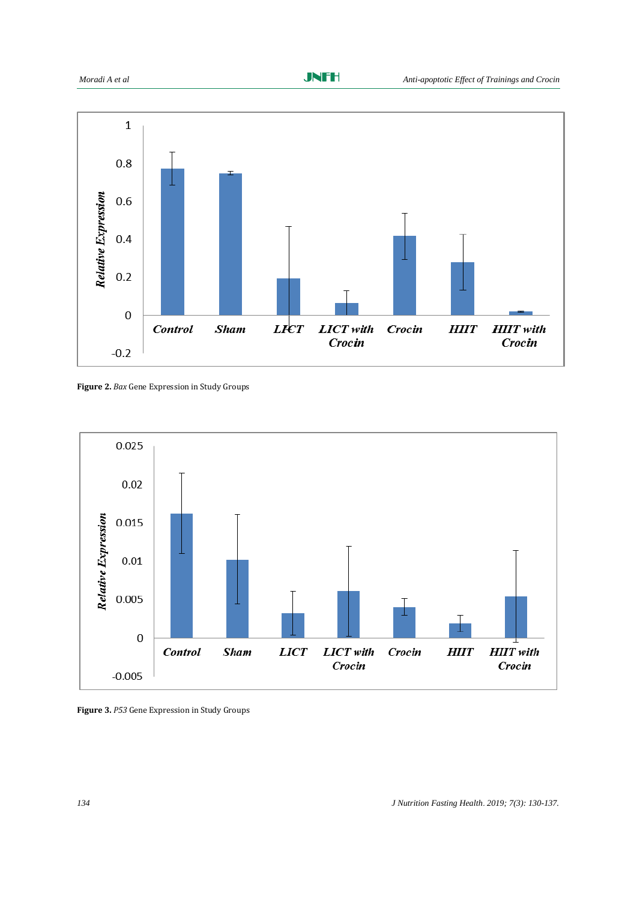**Figure 2.** *Bax* Gene Expression in Study Groups

**Figure 3.** *P53* Gene Expression in Study Groups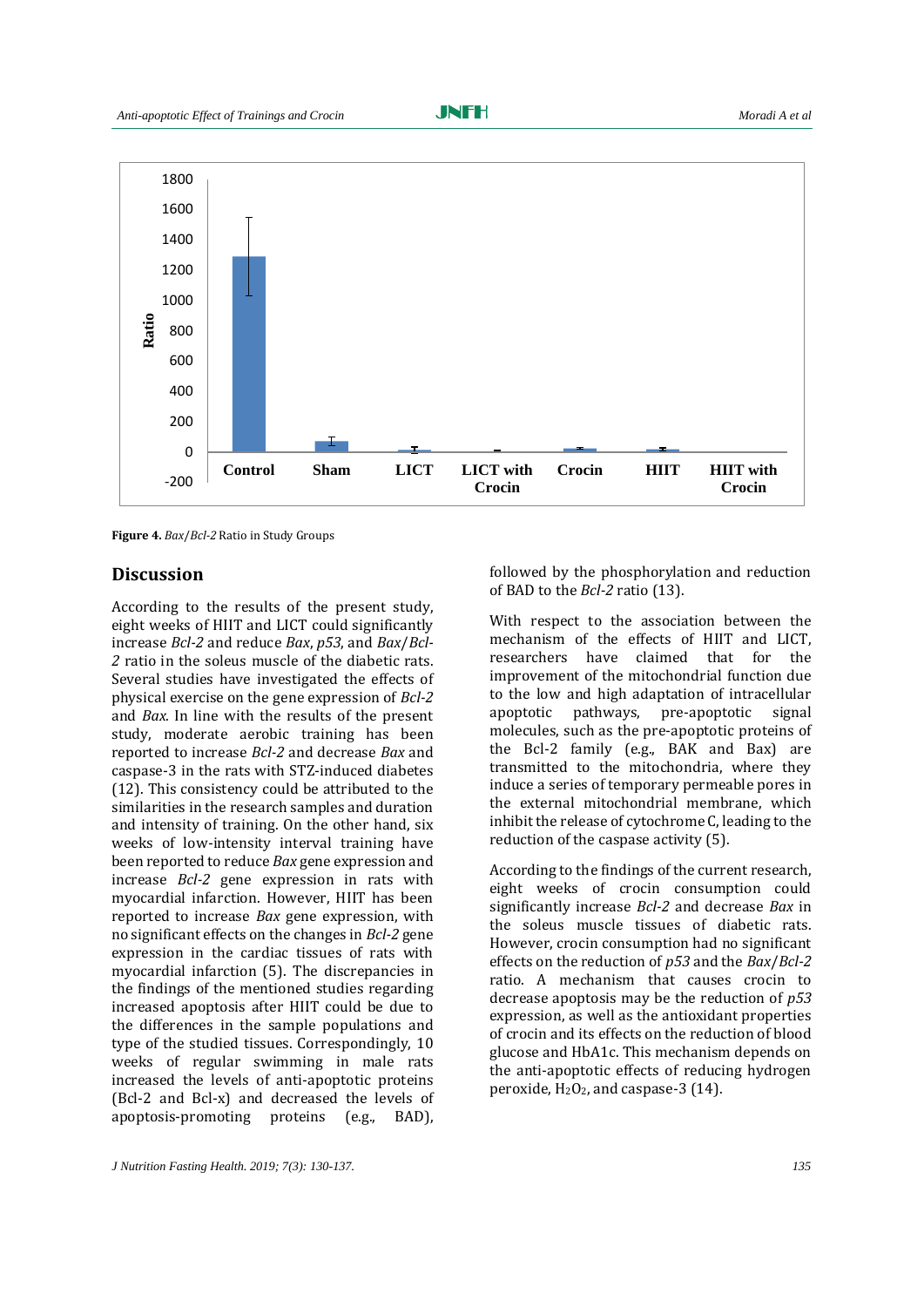**Figure 4.** *Bax*/*Bcl-2* Ratio in Study Groups

## Discussion

According to the results of the present study, eight weeks of HIIT and LICT could significantly increase *Bcl-2* and reduce *Bax*, *p53*, and *Bax*/*Bcl-2* ratio in the soleus muscle of the diabetic rats. Several studies have investigated the effects of physical exercise on the gene expression of *Bcl-2* and *Bax*. In line with the results of the present study, moderate aerobic training has been reported to increase *Bcl-2* and decrease *Bax* and caspase-3 in the rats with STZ-induced diabetes (12). This consistency could be attributed to the similarities in the research samples and duration and intensity of training. On the other hand, six weeks of low-intensity interval training have been reported to reduce *Bax* gene expression and increase *Bcl-2* gene expression in rats with myocardial infarction. However, HIIT has been reported to increase *Bax* gene expression, with no significant effects on the changes in *Bcl-2* gene expression in the cardiac tissues of rats with myocardial infarction (5). The discrepancies in the findings of the mentioned studies regarding increased apoptosis after HIIT could be due to the differences in the sample populations and type of the studied tissues. Correspondingly, 10 weeks of regular swimming in male rats increased the levels of anti-apoptotic proteins (Bcl-2 and Bcl-x) and decreased the levels of apoptosis-promoting proteins (e.g., BAD), followed by the phosphorylation and reduction of BAD to the *Bcl-2* ratio (13).

With respect to the association between the mechanism of the effects of HIIT and LICT, researchers have claimed that for the improvement of the mitochondrial function due to the low and high adaptation of intracellular apoptotic pathways, pre-apoptotic signal molecules, such as the pre-apoptotic proteins of the Bcl-2 family (e.g., BAK and Bax) are transmitted to the mitochondria, where they induce a series of temporary permeable pores in the external mitochondrial membrane, which inhibit the release of cytochrome C, leading to the reduction of the caspase activity (5).

According to the findings of the current research, eight weeks of crocin consumption could significantly increase *Bcl-2* and decrease *Bax* in the soleus muscle tissues of diabetic rats. However, crocin consumption had no significant effects on the reduction of *p53* and the *Bax*/*Bcl-2* ratio. A mechanism that causes crocin to decrease apoptosis may be the reduction of *p53* expression, as well as the antioxidant properties of crocin and its effects on the reduction of blood glucose and HbA1c. This mechanism depends on the anti-apoptotic effects of reducing hydrogen peroxide, $H_2O_2$, and caspase-3 (14).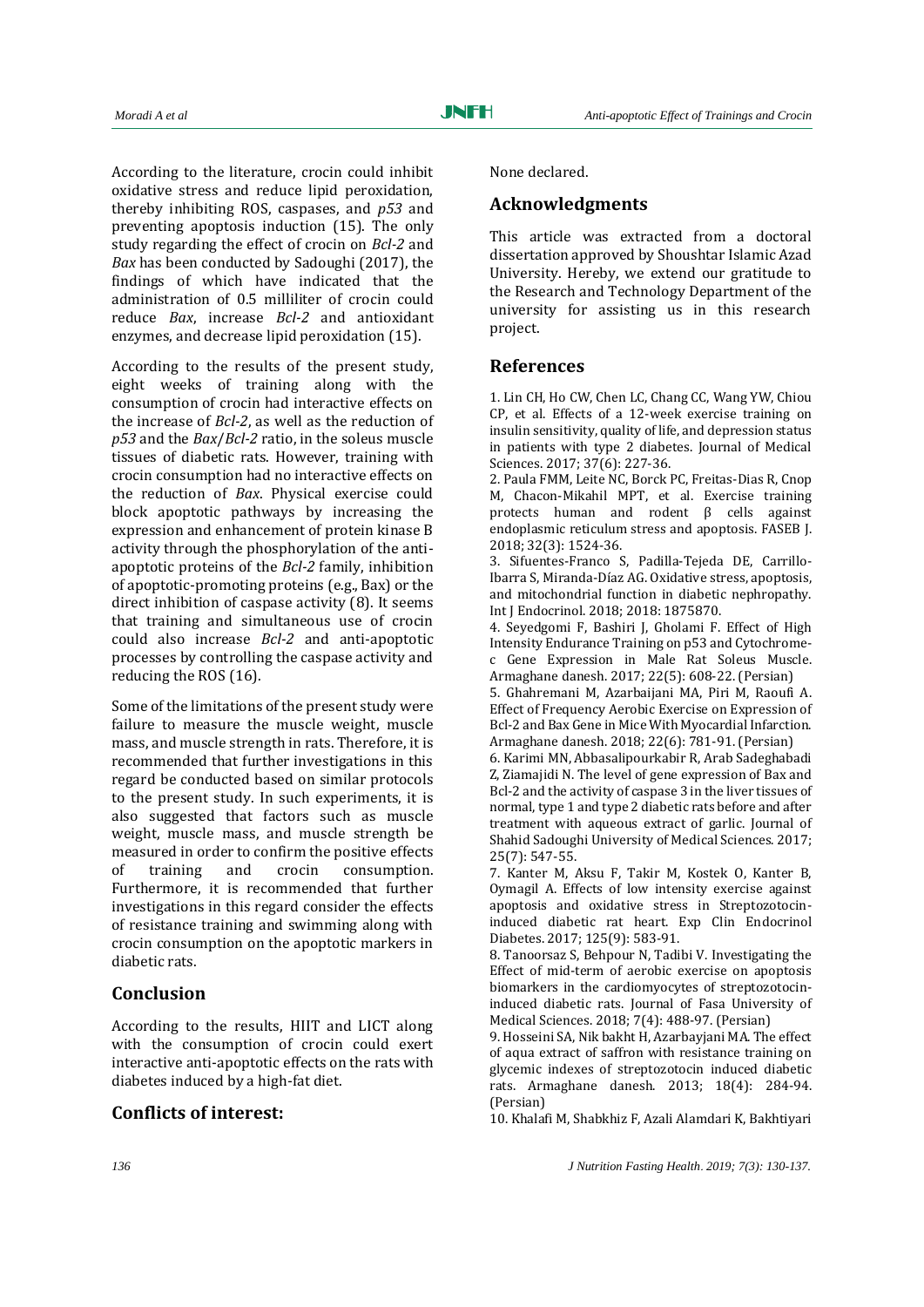According to the literature, crocin could inhibit oxidative stress and reduce lipid peroxidation, thereby inhibiting ROS, caspases, and *p53* and preventing apoptosis induction (15). The only study regarding the effect of crocin on *Bcl-2* and *Bax* has been conducted by Sadoughi (2017), the findings of which have indicated that the administration of 0.5 milliliter of crocin could reduce *Bax*, increase *Bcl-2* and antioxidant enzymes, and decrease lipid peroxidation (15).

According to the results of the present study, eight weeks of training along with the consumption of crocin had interactive effects on the increase of *Bcl-2*, as well as the reduction of *p53* and the *Bax*/*Bcl-2* ratio, in the soleus muscle tissues of diabetic rats. However, training with crocin consumption had no interactive effects on the reduction of *Bax*. Physical exercise could block apoptotic pathways by increasing the expression and enhancement of protein kinase B activity through the phosphorylation of the anti-apoptotic proteins of the *Bcl-2* family, inhibition of apoptotic-promoting proteins (e.g., Bax) or the direct inhibition of caspase activity (8). It seems that training and simultaneous use of crocin could also increase *Bcl-2* and anti-apoptotic processes by controlling the caspase activity and reducing the ROS (16).

Some of the limitations of the present study were failure to measure the muscle weight, muscle mass, and muscle strength in rats. Therefore, it is recommended that further investigations in this regard be conducted based on similar protocols to the present study. In such experiments, it is also suggested that factors such as muscle weight, muscle mass, and muscle strength be measured in order to confirm the positive effects of training and crocin consumption. Furthermore, it is recommended that further investigations in this regard consider the effects of resistance training and swimming along with crocin consumption on the apoptotic markers in diabetic rats.

## Conclusion

According to the results, HIIT and LICT along with the consumption of crocin could exert interactive anti-apoptotic effects on the rats with diabetes induced by a high-fat diet.

## Conflicts of interest:

None declared.

## Acknowledgments

This article was extracted from a doctoral dissertation approved by Shoushtar Islamic Azad University. Hereby, we extend our gratitude to the Research and Technology Department of the university for assisting us in this research project.

## References

1. Lin CH, Ho CW, Chen LC, Chang CC, Wang YW, Chiou CP, et al. Effects of a 12-week exercise training on insulin sensitivity, quality of life, and depression status in patients with type 2 diabetes. Journal of Medical Sciences. 2017; 37(6): 227-36.
2. Paula FMM, Leite NC, Borck PC, Freitas-Dias R, Cnop M, Chacon-Mikahil MPT, et al. Exercise training protects human and rodent β cells against endoplasmic reticulum stress and apoptosis. FASEB J. 2018; 32(3): 1524-36.
3. Sifuentes-Franco S, Padilla-Tejeda DE, Carrillo-Ibarra S, Miranda-Díaz AG. Oxidative stress, apoptosis, and mitochondrial function in diabetic nephropathy. Int J Endocrinol. 2018; 2018: 1875870.
4. Seyedgomi F, Bashiri J, Gholami F. Effect of High Intensity Endurance Training on p53 and Cytochrome-c Gene Expression in Male Rat Soleus Muscle. Armaghane danesh. 2017; 22(5): 608-22. (Persian)
5. Ghahremani M, Azarbaijani MA, Piri M, Raoufi A. Effect of Frequency Aerobic Exercise on Expression of Bcl-2 and Bax Gene in Mice With Myocardial Infarction. Armaghane danesh. 2018; 22(6): 781-91. (Persian)
6. Karimi MN, Abbasalipourkabir R, Arab Sadeghabadi Z, Ziamajidi N. The level of gene expression of Bax and Bcl-2 and the activity of caspase 3 in the liver tissues of normal, type 1 and type 2 diabetic rats before and after treatment with aqueous extract of garlic. Journal of Shahid Sadoughi University of Medical Sciences. 2017; 25(7): 547-55.
7. Kanter M, Aksu F, Takir M, Kostek O, Kanter B, Oymagil A. Effects of low intensity exercise against apoptosis and oxidative stress in Streptozotocin-induced diabetic rat heart. Exp Clin Endocrinol Diabetes. 2017; 125(9): 583-91.
8. Tanoorsaz S, Behpour N, Tadibi V. Investigating the Effect of mid-term of aerobic exercise on apoptosis biomarkers in the cardiomyocytes of streptozotocin-induced diabetic rats. Journal of Fasa University of Medical Sciences. 2018; 7(4): 488-97. (Persian)
9. Hosseini SA, Nik bakht H, Azarbayjani MA. The effect of aqua extract of saffron with resistance training on glycemic indexes of streptozotocin induced diabetic rats. Armaghane danesh. 2013; 18(4): 284-94. (Persian)
10. Khalafi M, Shabkhiz F, Azali Alamdari K, Bakhtiyari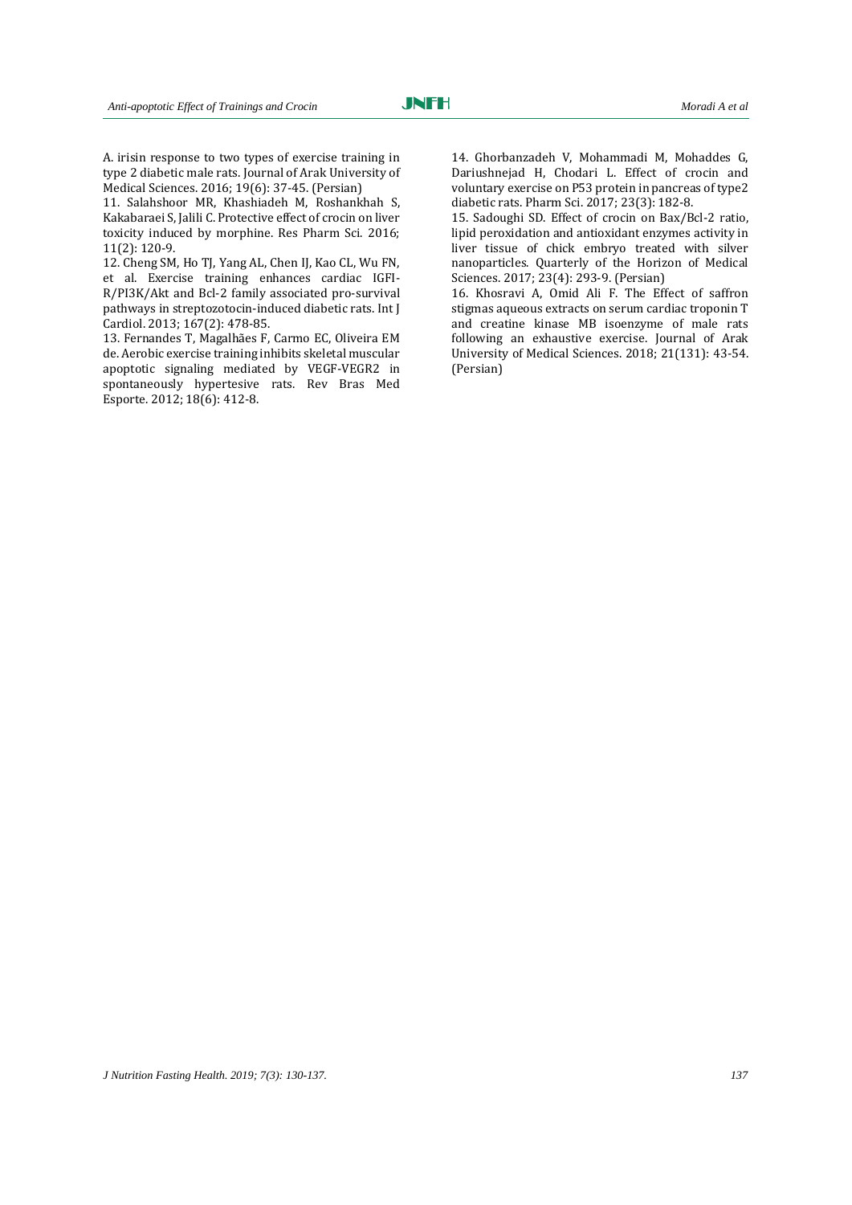A. irisin response to two types of exercise training in type 2 diabetic male rats. Journal of Arak University of Medical Sciences. 2016; 19(6): 37-45. (Persian)

11. Salahshoor MR, Khashiadeh M, Roshankhah S, Kakabaraei S, Jalili C. Protective effect of crocin on liver toxicity induced by morphine. Res Pharm Sci. 2016; 11(2): 120-9.

12. Cheng SM, Ho TJ, Yang AL, Chen IJ, Kao CL, Wu FN, et al. Exercise training enhances cardiac IGFI-R/PI3K/Akt and Bcl-2 family associated pro-survival pathways in streptozotocin-induced diabetic rats. Int J Cardiol. 2013; 167(2): 478-85.

13. Fernandes T, Magalhães F, Carmo EC, Oliveira EM de. Aerobic exercise training inhibits skeletal muscular apoptotic signaling mediated by VEGF-VEGR2 in spontaneously hypertesive rats. Rev Bras Med Esporte. 2012; 18(6): 412-8.

14. Ghorbanzadeh V, Mohammadi M, Mohaddes G, Dariushnejad H, Chodari L. Effect of crocin and voluntary exercise on P53 protein in pancreas of type2 diabetic rats. Pharm Sci. 2017; 23(3): 182-8.

15. Sadoughi SD. Effect of crocin on Bax/Bcl-2 ratio, lipid peroxidation and antioxidant enzymes activity in liver tissue of chick embryo treated with silver nanoparticles. Quarterly of the Horizon of Medical Sciences. 2017; 23(4): 293-9. (Persian)

16. Khosravi A, Omid Ali F. The Effect of saffron stigmas aqueous extracts on serum cardiac troponin T and creatine kinase MB isoenzyme of male rats following an exhaustive exercise. Journal of Arak University of Medical Sciences. 2018; 21(131): 43-54. (Persian)